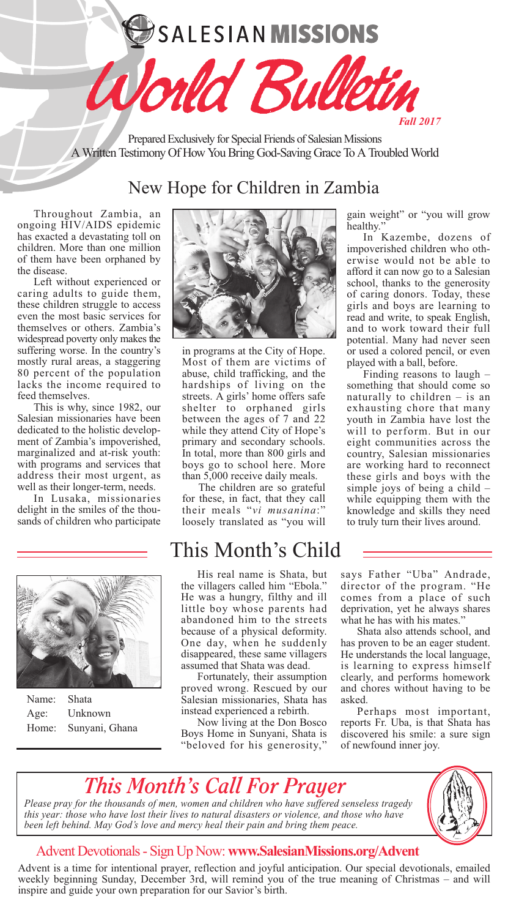# SALESIAN MISSIONS

# World Bulletin

*Fall 2017*

Prepared Exclusively for Special Friends of Salesian Missions
A Written Testimony Of How You Bring God-Saving Grace To A Troubled World

## New Hope for Children in Zambia

Throughout Zambia, an ongoing HIV/AIDS epidemic has exacted a devastating toll on children. More than one million of them have been orphaned by the disease.

Left without experienced or caring adults to guide them, these children struggle to access even the most basic services for themselves or others. Zambia's widespread poverty only makes the suffering worse. In the country's mostly rural areas, a staggering 80 percent of the population lacks the income required to feed themselves.

This is why, since 1982, our Salesian missionaries have been dedicated to the holistic development of Zambia's impoverished, marginalized and at-risk youth: with programs and services that address their most urgent, as well as their longer-term, needs.

In Lusaka, missionaries delight in the smiles of the thousands of children who participate in programs at the City of Hope. Most of them are victims of abuse, child trafficking, and the hardships of living on the streets. A girls' home offers safe shelter to orphaned girls between the ages of 7 and 22 while they attend City of Hope's primary and secondary schools. In total, more than 800 girls and boys go to school here. More than 5,000 receive daily meals.

The children are so grateful for these, in fact, that they call their meals "*vi musanina*:" loosely translated as "you will gain weight" or "you will grow healthy."

In Kazembe, dozens of impoverished children who otherwise would not be able to afford it can now go to a Salesian school, thanks to the generosity of caring donors. Today, these girls and boys are learning to read and write, to speak English, and to work toward their full potential. Many had never seen or used a colored pencil, or even played with a ball, before.

Finding reasons to laugh – something that should come so naturally to children – is an exhausting chore that many youth in Zambia have lost the will to perform. But in our eight communities across the country, Salesian missionaries are working hard to reconnect these girls and boys with the simple joys of being a child – while equipping them with the knowledge and skills they need to truly turn their lives around.

## This Month's Child

Name: Shata
Age: Unknown
Home: Sunyani, Ghana

His real name is Shata, but the villagers called him "Ebola." He was a hungry, filthy and ill little boy whose parents had abandoned him to the streets because of a physical deformity. One day, when he suddenly disappeared, these same villagers assumed that Shata was dead.

Fortunately, their assumption proved wrong. Rescued by our Salesian missionaries, Shata has instead experienced a rebirth.

Now living at the Don Bosco Boys Home in Sunyani, Shata is "beloved for his generosity," says Father "Uba" Andrade, director of the program. "He comes from a place of such deprivation, yet he always shares what he has with his mates."

Shata also attends school, and has proven to be an eager student. He understands the local language, is learning to express himself clearly, and performs homework and chores without having to be asked.

Perhaps most important, reports Fr. Uba, is that Shata has discovered his smile: a sure sign of newfound inner joy.

## *This Month's Call For Prayer*

*Please pray for the thousands of men, women and children who have suffered senseless tragedy this year: those who have lost their lives to natural disasters or violence, and those who have been left behind. May God's love and mercy heal their pain and bring them peace.*

### Advent Devotionals - Sign Up Now: **www.SalesianMissions.org/Advent**

Advent is a time for intentional prayer, reflection and joyful anticipation. Our special devotionals, emailed weekly beginning Sunday, December 3rd, will remind you of the true meaning of Christmas – and will inspire and guide your own preparation for our Savior's birth.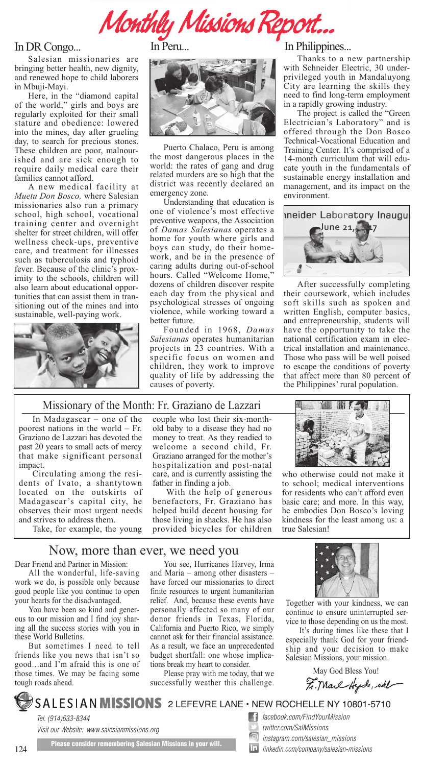# Monthly Missions Report...

## In DR Congo...

Salesian missionaries are bringing better health, new dignity, and renewed hope to child laborers in Mbuji-Mayi.

Here, in the "diamond capital of the world," girls and boys are regularly exploited for their small stature and obedience: lowered into the mines, day after grueling day, to search for precious stones. These children are poor, malnourished and are sick enough to require daily medical care their families cannot afford.

A new medical facility at *Muetu Don Bosco,* where Salesian missionaries also run a primary school, high school, vocational training center and overnight shelter for street children, will offer wellness check-ups, preventive care, and treatment for illnesses such as tuberculosis and typhoid fever. Because of the clinic's proximity to the schools, children will also learn about educational opportunities that can assist them in transitioning out of the mines and into sustainable, well-paying work.

## In Peru...

Puerto Chalaco, Peru is among the most dangerous places in the world: the rates of gang and drug related murders are so high that the district was recently declared an emergency zone.

Understanding that education is one of violence's most effective preventive weapons, the Association of *Damas Salesianas* operates a home for youth where girls and boys can study, do their homework, and be in the presence of caring adults during out-of-school hours. Called "Welcome Home," dozens of children discover respite each day from the physical and psychological stresses of ongoing violence, while working toward a better future.

Founded in 1968, *Damas Salesianas* operates humanitarian projects in 23 countries. With a specific focus on women and children, they work to improve quality of life by addressing the causes of poverty.

## In Philippines...

Thanks to a new partnership with Schneider Electric, 30 underprivileged youth in Mandaluyong City are learning the skills they need to find long-term employment in a rapidly growing industry.

The project is called the "Green Electrician's Laboratory" and is offered through the Don Bosco Technical-Vocational Education and Training Center. It's comprised of a 14-month curriculum that will educate youth in the fundamentals of sustainable energy installation and management, and its impact on the environment.

After successfully completing their coursework, which includes soft skills such as spoken and written English, computer basics, and entrepreneurship, students will have the opportunity to take the national certification exam in electrical installation and maintenance. Those who pass will be well poised to escape the conditions of poverty that affect more than 80 percent of the Philippines' rural population.

## Missionary of the Month: Fr. Graziano de Lazzari

In Madagascar – one of the poorest nations in the world – Fr. Graziano de Lazzari has devoted the past 20 years to small acts of mercy that make significant personal impact.

Circulating among the residents of Ivato, a shantytown located on the outskirts of Madagascar's capital city, he observes their most urgent needs and strives to address them.

Take, for example, the young couple who lost their six-month-old baby to a disease they had no money to treat. As they readied to welcome a second child, Fr. Graziano arranged for the mother's hospitalization and post-natal care, and is currently assisting the father in finding a job.

With the help of generous benefactors, Fr. Graziano has helped build decent housing for those living in shacks. He has also provided bicycles for children who otherwise could not make it to school; medical interventions for residents who can't afford even basic care; and more. In this way, he embodies Don Bosco's loving kindness for the least among us: a true Salesian!

## Now, more than ever, we need you

Dear Friend and Partner in Mission:

All the wonderful, life-saving work we do, is possible only because good people like you continue to open your hearts for the disadvantaged.

You have been so kind and generous to our mission and I find joy sharing all the success stories with you in these World Bulletins.

But sometimes I need to tell friends like you news that isn't so good…and I'm afraid this is one of those times. We may be facing some tough roads ahead.

You see, Hurricanes Harvey, Irma and Maria – among other disasters – have forced our missionaries to direct finite resources to urgent humanitarian relief. And, because these events have personally affected so many of our donor friends in Texas, Florida, California and Puerto Rico, we simply cannot ask for their financial assistance. As a result, we face an unprecedented budget shortfall: one whose implications break my heart to consider.

Please pray with me today, that we successfully weather this challenge. Together with your kindness, we can continue to ensure uninterrupted service to those depending on us the most.

It's during times like these that I especially thank God for your friendship and your decision to make Salesian Missions, your mission.

May God Bless You!

Fr. Mark Hyde, sdb

**SALESIAN MISSIONS** 2 LEFEVRE LANE • NEW ROCHELLE NY 10801-5710

Tel. (914)633-8344

Visit our Website: www.salesianmissions.org

**Please consider remembering Salesian Missions in your will.**

facebook.com/FindYourMission

twitter.com/SalMissions

instagram.com/salesian_missions

linkedin.com/company/salesian-missions